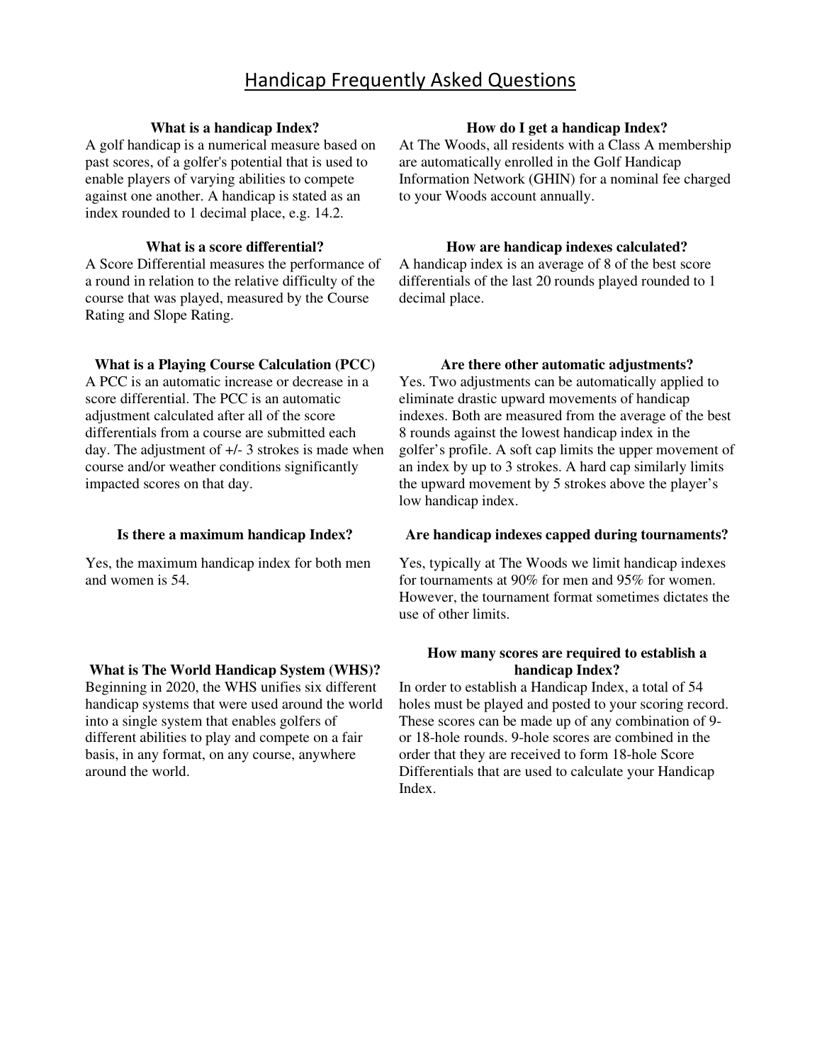# Handicap Frequently Asked Questions

### What is a handicap Index?

A golf handicap is a numerical measure based on past scores, of a golfer's potential that is used to enable players of varying abilities to compete against one another. A handicap is stated as an index rounded to 1 decimal place, e.g. 14.2.

### What is a score differential?

A Score Differential measures the performance of a round in relation to the relative difficulty of the course that was played, measured by the Course Rating and Slope Rating.

### What is a Playing Course Calculation (PCC)

A PCC is an automatic increase or decrease in a score differential. The PCC is an automatic adjustment calculated after all of the score differentials from a course are submitted each day. The adjustment of +/- 3 strokes is made when course and/or weather conditions significantly impacted scores on that day.

### Is there a maximum handicap Index?

Yes, the maximum handicap index for both men and women is 54.

### What is The World Handicap System (WHS)?

Beginning in 2020, the WHS unifies six different handicap systems that were used around the world into a single system that enables golfers of different abilities to play and compete on a fair basis, in any format, on any course, anywhere around the world.

### How do I get a handicap Index?

At The Woods, all residents with a Class A membership are automatically enrolled in the Golf Handicap Information Network (GHIN) for a nominal fee charged to your Woods account annually.

### How are handicap indexes calculated?

A handicap index is an average of 8 of the best score differentials of the last 20 rounds played rounded to 1 decimal place.

### Are there other automatic adjustments?

Yes. Two adjustments can be automatically applied to eliminate drastic upward movements of handicap indexes. Both are measured from the average of the best 8 rounds against the lowest handicap index in the golfer's profile. A soft cap limits the upper movement of an index by up to 3 strokes. A hard cap similarly limits the upward movement by 5 strokes above the player's low handicap index.

### Are handicap indexes capped during tournaments?

Yes, typically at The Woods we limit handicap indexes for tournaments at 90% for men and 95% for women. However, the tournament format sometimes dictates the use of other limits.

### How many scores are required to establish a handicap Index?

In order to establish a Handicap Index, a total of 54 holes must be played and posted to your scoring record. These scores can be made up of any combination of 9- or 18-hole rounds. 9-hole scores are combined in the order that they are received to form 18-hole Score Differentials that are used to calculate your Handicap Index.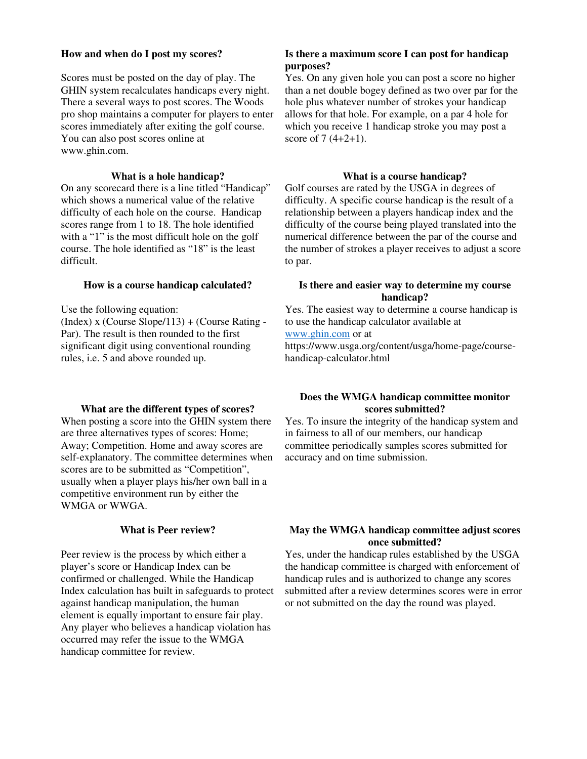### How and when do I post my scores?

Scores must be posted on the day of play. The GHIN system recalculates handicaps every night. There a several ways to post scores. The Woods pro shop maintains a computer for players to enter scores immediately after exiting the golf course. You can also post scores online at www.ghin.com.

### What is a hole handicap?

On any scorecard there is a line titled "Handicap" which shows a numerical value of the relative difficulty of each hole on the course. Handicap scores range from 1 to 18. The hole identified with a "1" is the most difficult hole on the golf course. The hole identified as "18" is the least difficult.

### How is a course handicap calculated?

Use the following equation:
(Index) x (Course Slope/113) + (Course Rating - Par). The result is then rounded to the first significant digit using conventional rounding rules, i.e. 5 and above rounded up.

### What are the different types of scores?

When posting a score into the GHIN system there are three alternatives types of scores: Home; Away; Competition. Home and away scores are self-explanatory. The committee determines when scores are to be submitted as "Competition", usually when a player plays his/her own ball in a competitive environment run by either the WMGA or WWGA.

### What is Peer review?

Peer review is the process by which either a player's score or Handicap Index can be confirmed or challenged. While the Handicap Index calculation has built in safeguards to protect against handicap manipulation, the human element is equally important to ensure fair play. Any player who believes a handicap violation has occurred may refer the issue to the WMGA handicap committee for review.

### Is there a maximum score I can post for handicap purposes?

Yes. On any given hole you can post a score no higher than a net double bogey defined as two over par for the hole plus whatever number of strokes your handicap allows for that hole. For example, on a par 4 hole for which you receive 1 handicap stroke you may post a score of 7 (4+2+1).

### What is a course handicap?

Golf courses are rated by the USGA in degrees of difficulty. A specific course handicap is the result of a relationship between a players handicap index and the difficulty of the course being played translated into the numerical difference between the par of the course and the number of strokes a player receives to adjust a score to par.

### Is there and easier way to determine my course handicap?

Yes. The easiest way to determine a course handicap is to use the handicap calculator available at www.ghin.com or at https://www.usga.org/content/usga/home-page/course-handicap-calculator.html

### Does the WMGA handicap committee monitor scores submitted?

Yes. To insure the integrity of the handicap system and in fairness to all of our members, our handicap committee periodically samples scores submitted for accuracy and on time submission.

### May the WMGA handicap committee adjust scores once submitted?

Yes, under the handicap rules established by the USGA the handicap committee is charged with enforcement of handicap rules and is authorized to change any scores submitted after a review determines scores were in error or not submitted on the day the round was played.